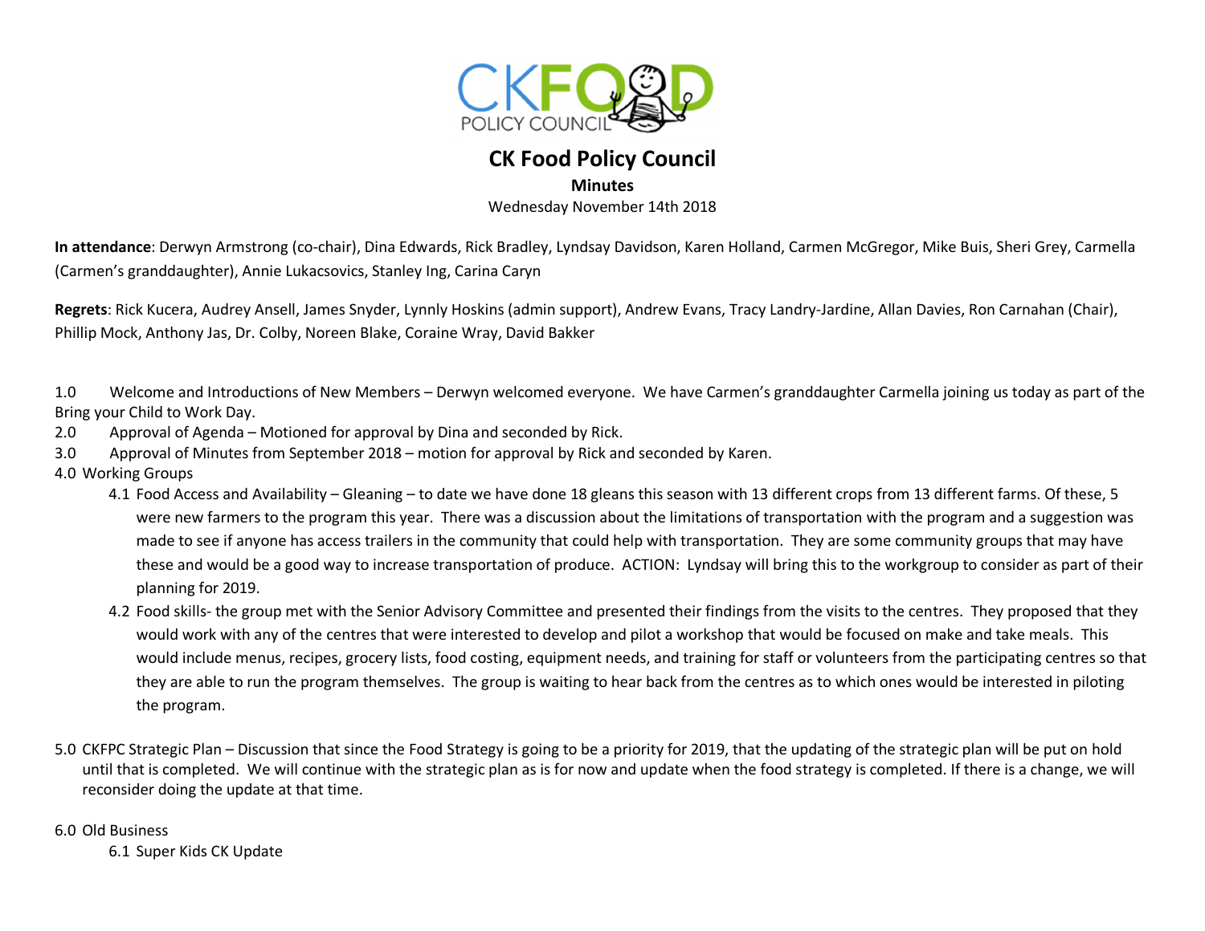# CK Food Policy Council

**Minutes**

Wednesday November 14th 2018

**In attendance**: Derwyn Armstrong (co-chair), Dina Edwards, Rick Bradley, Lyndsay Davidson, Karen Holland, Carmen McGregor, Mike Buis, Sheri Grey, Carmella (Carmen's granddaughter), Annie Lukacsovics, Stanley Ing, Carina Caryn

**Regrets**: Rick Kucera, Audrey Ansell, James Snyder, Lynnly Hoskins (admin support), Andrew Evans, Tracy Landry-Jardine, Allan Davies, Ron Carnahan (Chair), Phillip Mock, Anthony Jas, Dr. Colby, Noreen Blake, Coraine Wray, David Bakker

1.0 Welcome and Introductions of New Members – Derwyn welcomed everyone. We have Carmen's granddaughter Carmella joining us today as part of the Bring your Child to Work Day.

2.0 Approval of Agenda – Motioned for approval by Dina and seconded by Rick.

3.0 Approval of Minutes from September 2018 – motion for approval by Rick and seconded by Karen.

4.0 Working Groups

- 4.1 Food Access and Availability – Gleaning – to date we have done 18 gleans this season with 13 different crops from 13 different farms. Of these, 5 were new farmers to the program this year. There was a discussion about the limitations of transportation with the program and a suggestion was made to see if anyone has access trailers in the community that could help with transportation. They are some community groups that may have these and would be a good way to increase transportation of produce. ACTION: Lyndsay will bring this to the workgroup to consider as part of their planning for 2019.
- 4.2 Food skills- the group met with the Senior Advisory Committee and presented their findings from the visits to the centres. They proposed that they would work with any of the centres that were interested to develop and pilot a workshop that would be focused on make and take meals. This would include menus, recipes, grocery lists, food costing, equipment needs, and training for staff or volunteers from the participating centres so that they are able to run the program themselves. The group is waiting to hear back from the centres as to which ones would be interested in piloting the program.

5.0 CKFPC Strategic Plan – Discussion that since the Food Strategy is going to be a priority for 2019, that the updating of the strategic plan will be put on hold until that is completed. We will continue with the strategic plan as is for now and update when the food strategy is completed. If there is a change, we will reconsider doing the update at that time.

6.0 Old Business

- 6.1 Super Kids CK Update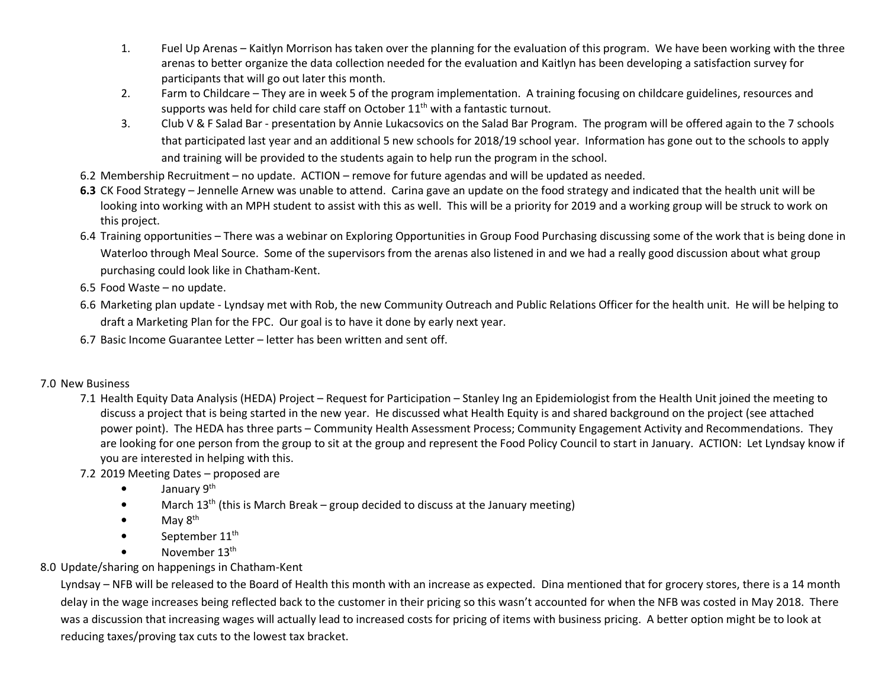1. Fuel Up Arenas – Kaitlyn Morrison has taken over the planning for the evaluation of this program. We have been working with the three arenas to better organize the data collection needed for the evaluation and Kaitlyn has been developing a satisfaction survey for participants that will go out later this month.
2. Farm to Childcare – They are in week 5 of the program implementation. A training focusing on childcare guidelines, resources and supports was held for child care staff on October 11th with a fantastic turnout.
3. Club V & F Salad Bar - presentation by Annie Lukacsovics on the Salad Bar Program. The program will be offered again to the 7 schools that participated last year and an additional 5 new schools for 2018/19 school year. Information has gone out to the schools to apply and training will be provided to the students again to help run the program in the school.

6.2 Membership Recruitment – no update. ACTION – remove for future agendas and will be updated as needed.

**6.3** CK Food Strategy – Jennelle Arnew was unable to attend. Carina gave an update on the food strategy and indicated that the health unit will be looking into working with an MPH student to assist with this as well. This will be a priority for 2019 and a working group will be struck to work on this project.

6.4 Training opportunities – There was a webinar on Exploring Opportunities in Group Food Purchasing discussing some of the work that is being done in Waterloo through Meal Source. Some of the supervisors from the arenas also listened in and we had a really good discussion about what group purchasing could look like in Chatham-Kent.

6.5 Food Waste – no update.

6.6 Marketing plan update - Lyndsay met with Rob, the new Community Outreach and Public Relations Officer for the health unit. He will be helping to draft a Marketing Plan for the FPC. Our goal is to have it done by early next year.

6.7 Basic Income Guarantee Letter – letter has been written and sent off.

7.0 New Business

7.1 Health Equity Data Analysis (HEDA) Project – Request for Participation – Stanley Ing an Epidemiologist from the Health Unit joined the meeting to discuss a project that is being started in the new year. He discussed what Health Equity is and shared background on the project (see attached power point). The HEDA has three parts – Community Health Assessment Process; Community Engagement Activity and Recommendations. They are looking for one person from the group to sit at the group and represent the Food Policy Council to start in January. ACTION: Let Lyndsay know if you are interested in helping with this.

7.2 2019 Meeting Dates – proposed are

- January 9th
- March 13th (this is March Break – group decided to discuss at the January meeting)
- May 8th
- September 11th
- November 13th

8.0 Update/sharing on happenings in Chatham-Kent

Lyndsay – NFB will be released to the Board of Health this month with an increase as expected. Dina mentioned that for grocery stores, there is a 14 month delay in the wage increases being reflected back to the customer in their pricing so this wasn't accounted for when the NFB was costed in May 2018. There was a discussion that increasing wages will actually lead to increased costs for pricing of items with business pricing. A better option might be to look at reducing taxes/proving tax cuts to the lowest tax bracket.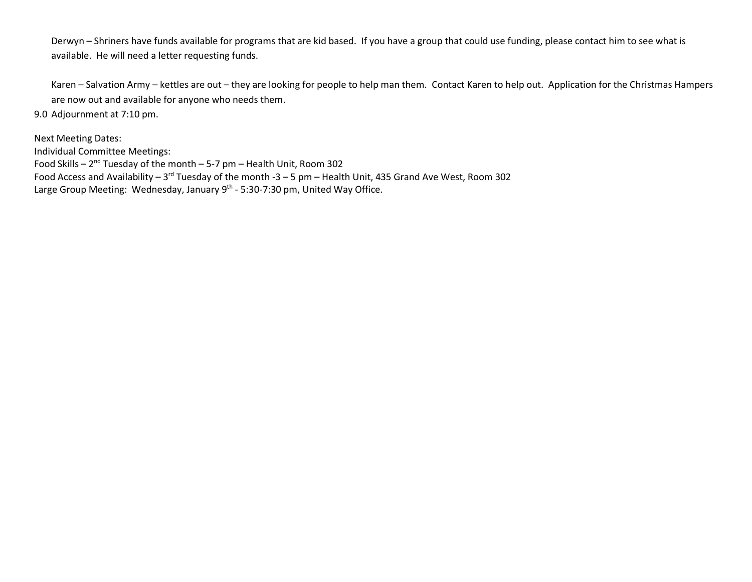Derwyn – Shriners have funds available for programs that are kid based. If you have a group that could use funding, please contact him to see what is available. He will need a letter requesting funds.

Karen – Salvation Army – kettles are out – they are looking for people to help man them. Contact Karen to help out. Application for the Christmas Hampers are now out and available for anyone who needs them.

9.0 Adjournment at 7:10 pm.

Next Meeting Dates:
Individual Committee Meetings:
Food Skills – 2nd Tuesday of the month – 5-7 pm – Health Unit, Room 302
Food Access and Availability – 3rd Tuesday of the month -3 – 5 pm – Health Unit, 435 Grand Ave West, Room 302
Large Group Meeting: Wednesday, January 9th - 5:30-7:30 pm, United Way Office.